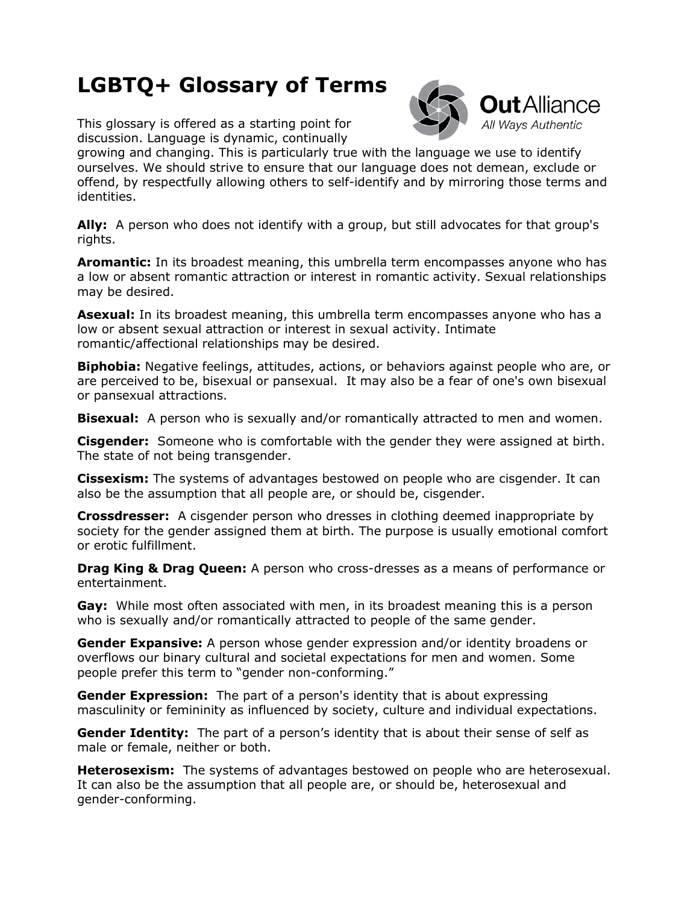# LGBTQ+ Glossary of Terms

OutAlliance
*All Ways Authentic*

This glossary is offered as a starting point for discussion. Language is dynamic, continually growing and changing. This is particularly true with the language we use to identify ourselves. We should strive to ensure that our language does not demean, exclude or offend, by respectfully allowing others to self-identify and by mirroring those terms and identities.

**Ally:** A person who does not identify with a group, but still advocates for that group's rights.

**Aromantic:** In its broadest meaning, this umbrella term encompasses anyone who has a low or absent romantic attraction or interest in romantic activity. Sexual relationships may be desired.

**Asexual:** In its broadest meaning, this umbrella term encompasses anyone who has a low or absent sexual attraction or interest in sexual activity. Intimate romantic/affectional relationships may be desired.

**Biphobia:** Negative feelings, attitudes, actions, or behaviors against people who are, or are perceived to be, bisexual or pansexual. It may also be a fear of one's own bisexual or pansexual attractions.

**Bisexual:** A person who is sexually and/or romantically attracted to men and women.

**Cisgender:** Someone who is comfortable with the gender they were assigned at birth. The state of not being transgender.

**Cissexism:** The systems of advantages bestowed on people who are cisgender. It can also be the assumption that all people are, or should be, cisgender.

**Crossdresser:** A cisgender person who dresses in clothing deemed inappropriate by society for the gender assigned them at birth. The purpose is usually emotional comfort or erotic fulfillment.

**Drag King & Drag Queen:** A person who cross-dresses as a means of performance or entertainment.

**Gay:** While most often associated with men, in its broadest meaning this is a person who is sexually and/or romantically attracted to people of the same gender.

**Gender Expansive:** A person whose gender expression and/or identity broadens or overflows our binary cultural and societal expectations for men and women. Some people prefer this term to "gender non-conforming."

**Gender Expression:** The part of a person's identity that is about expressing masculinity or femininity as influenced by society, culture and individual expectations.

**Gender Identity:** The part of a person's identity that is about their sense of self as male or female, neither or both.

**Heterosexism:** The systems of advantages bestowed on people who are heterosexual. It can also be the assumption that all people are, or should be, heterosexual and gender-conforming.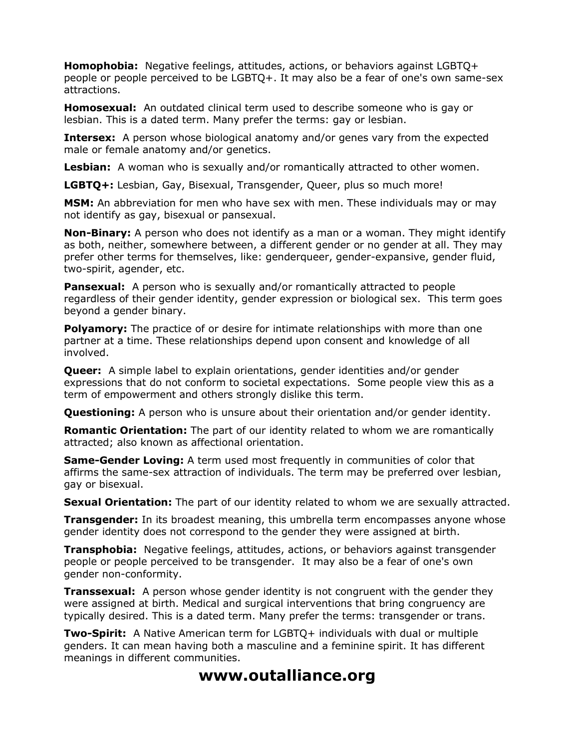**Homophobia:** Negative feelings, attitudes, actions, or behaviors against LGBTQ+ people or people perceived to be LGBTQ+. It may also be a fear of one's own same-sex attractions.

**Homosexual:** An outdated clinical term used to describe someone who is gay or lesbian. This is a dated term. Many prefer the terms: gay or lesbian.

**Intersex:** A person whose biological anatomy and/or genes vary from the expected male or female anatomy and/or genetics.

**Lesbian:** A woman who is sexually and/or romantically attracted to other women.

**LGBTQ+:** Lesbian, Gay, Bisexual, Transgender, Queer, plus so much more!

**MSM:** An abbreviation for men who have sex with men. These individuals may or may not identify as gay, bisexual or pansexual.

**Non-Binary:** A person who does not identify as a man or a woman. They might identify as both, neither, somewhere between, a different gender or no gender at all. They may prefer other terms for themselves, like: genderqueer, gender-expansive, gender fluid, two-spirit, agender, etc.

**Pansexual:** A person who is sexually and/or romantically attracted to people regardless of their gender identity, gender expression or biological sex. This term goes beyond a gender binary.

**Polyamory:** The practice of or desire for intimate relationships with more than one partner at a time. These relationships depend upon consent and knowledge of all involved.

**Queer:** A simple label to explain orientations, gender identities and/or gender expressions that do not conform to societal expectations. Some people view this as a term of empowerment and others strongly dislike this term.

**Questioning:** A person who is unsure about their orientation and/or gender identity.

**Romantic Orientation:** The part of our identity related to whom we are romantically attracted; also known as affectional orientation.

**Same-Gender Loving:** A term used most frequently in communities of color that affirms the same-sex attraction of individuals. The term may be preferred over lesbian, gay or bisexual.

**Sexual Orientation:** The part of our identity related to whom we are sexually attracted.

**Transgender:** In its broadest meaning, this umbrella term encompasses anyone whose gender identity does not correspond to the gender they were assigned at birth.

**Transphobia:** Negative feelings, attitudes, actions, or behaviors against transgender people or people perceived to be transgender. It may also be a fear of one's own gender non-conformity.

**Transsexual:** A person whose gender identity is not congruent with the gender they were assigned at birth. Medical and surgical interventions that bring congruency are typically desired. This is a dated term. Many prefer the terms: transgender or trans.

**Two-Spirit:** A Native American term for LGBTQ+ individuals with dual or multiple genders. It can mean having both a masculine and a feminine spirit. It has different meanings in different communities.

## www.outalliance.org